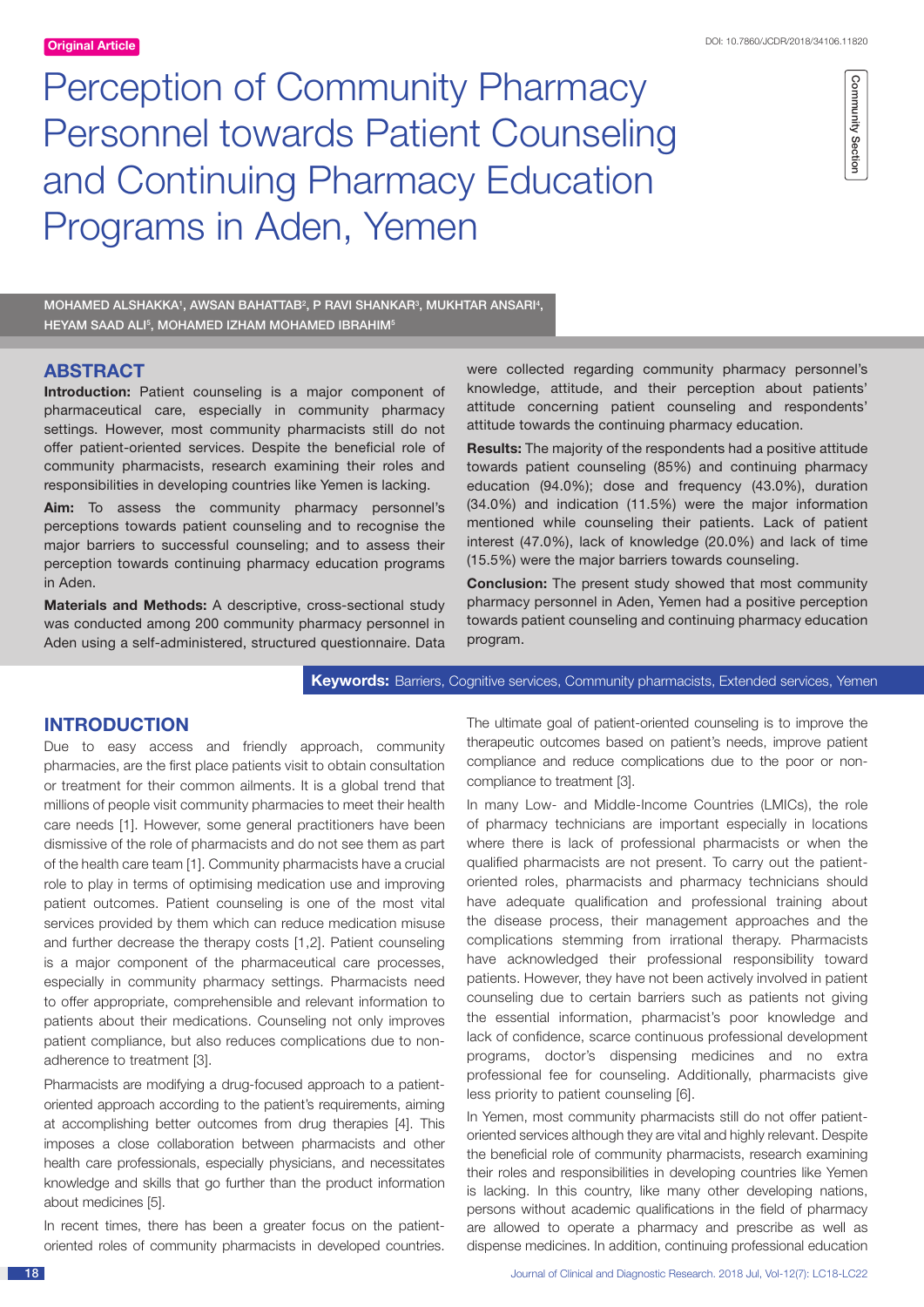Original Article

# Perception of Community Pharmacy Personnel towards Patient Counseling and Continuing Pharmacy Education Programs in Aden, Yemen

MOHAMED ALSHAKKA[1], AWSAN BAHATTAB[2], P RAVI SHANKAR[3], MUKHTAR ANSARI[4], HEYAM SAAD ALI[5], MOHAMED IZHAM MOHAMED IBRAHIM[5]

## ABSTRACT

**Introduction:** Patient counseling is a major component of pharmaceutical care, especially in community pharmacy settings. However, most community pharmacists still do not offer patient-oriented services. Despite the beneficial role of community pharmacists, research examining their roles and responsibilities in developing countries like Yemen is lacking.

**Aim:** To assess the community pharmacy personnel's perceptions towards patient counseling and to recognise the major barriers to successful counseling; and to assess their perception towards continuing pharmacy education programs in Aden.

**Materials and Methods:** A descriptive, cross-sectional study was conducted among 200 community pharmacy personnel in Aden using a self-administered, structured questionnaire. Data were collected regarding community pharmacy personnel's knowledge, attitude, and their perception about patients' attitude concerning patient counseling and respondents' attitude towards the continuing pharmacy education.

**Results:** The majority of the respondents had a positive attitude towards patient counseling (85%) and continuing pharmacy education (94.0%); dose and frequency (43.0%), duration (34.0%) and indication (11.5%) were the major information mentioned while counseling their patients. Lack of patient interest (47.0%), lack of knowledge (20.0%) and lack of time (15.5%) were the major barriers towards counseling.

**Conclusion:** The present study showed that most community pharmacy personnel in Aden, Yemen had a positive perception towards patient counseling and continuing pharmacy education program.

**Keywords:** Barriers, Cognitive services, Community pharmacists, Extended services, Yemen

## INTRODUCTION

Due to easy access and friendly approach, community pharmacies, are the first place patients visit to obtain consultation or treatment for their common ailments. It is a global trend that millions of people visit community pharmacies to meet their health care needs [1]. However, some general practitioners have been dismissive of the role of pharmacists and do not see them as part of the health care team [1]. Community pharmacists have a crucial role to play in terms of optimising medication use and improving patient outcomes. Patient counseling is one of the most vital services provided by them which can reduce medication misuse and further decrease the therapy costs [1,2]. Patient counseling is a major component of the pharmaceutical care processes, especially in community pharmacy settings. Pharmacists need to offer appropriate, comprehensible and relevant information to patients about their medications. Counseling not only improves patient compliance, but also reduces complications due to non-adherence to treatment [3].

Pharmacists are modifying a drug-focused approach to a patient-oriented approach according to the patient's requirements, aiming at accomplishing better outcomes from drug therapies [4]. This imposes a close collaboration between pharmacists and other health care professionals, especially physicians, and necessitates knowledge and skills that go further than the product information about medicines [5].

In recent times, there has been a greater focus on the patient-oriented roles of community pharmacists in developed countries. The ultimate goal of patient-oriented counseling is to improve the therapeutic outcomes based on patient's needs, improve patient compliance and reduce complications due to the poor or non-compliance to treatment [3].

In many Low- and Middle-Income Countries (LMICs), the role of pharmacy technicians are important especially in locations where there is lack of professional pharmacists or when the qualified pharmacists are not present. To carry out the patient-oriented roles, pharmacists and pharmacy technicians should have adequate qualification and professional training about the disease process, their management approaches and the complications stemming from irrational therapy. Pharmacists have acknowledged their professional responsibility toward patients. However, they have not been actively involved in patient counseling due to certain barriers such as patients not giving the essential information, pharmacist's poor knowledge and lack of confidence, scarce continuous professional development programs, doctor's dispensing medicines and no extra professional fee for counseling. Additionally, pharmacists give less priority to patient counseling [6].

In Yemen, most community pharmacists still do not offer patient-oriented services although they are vital and highly relevant. Despite the beneficial role of community pharmacists, research examining their roles and responsibilities in developing countries like Yemen is lacking. In this country, like many other developing nations, persons without academic qualifications in the field of pharmacy are allowed to operate a pharmacy and prescribe as well as dispense medicines. In addition, continuing professional education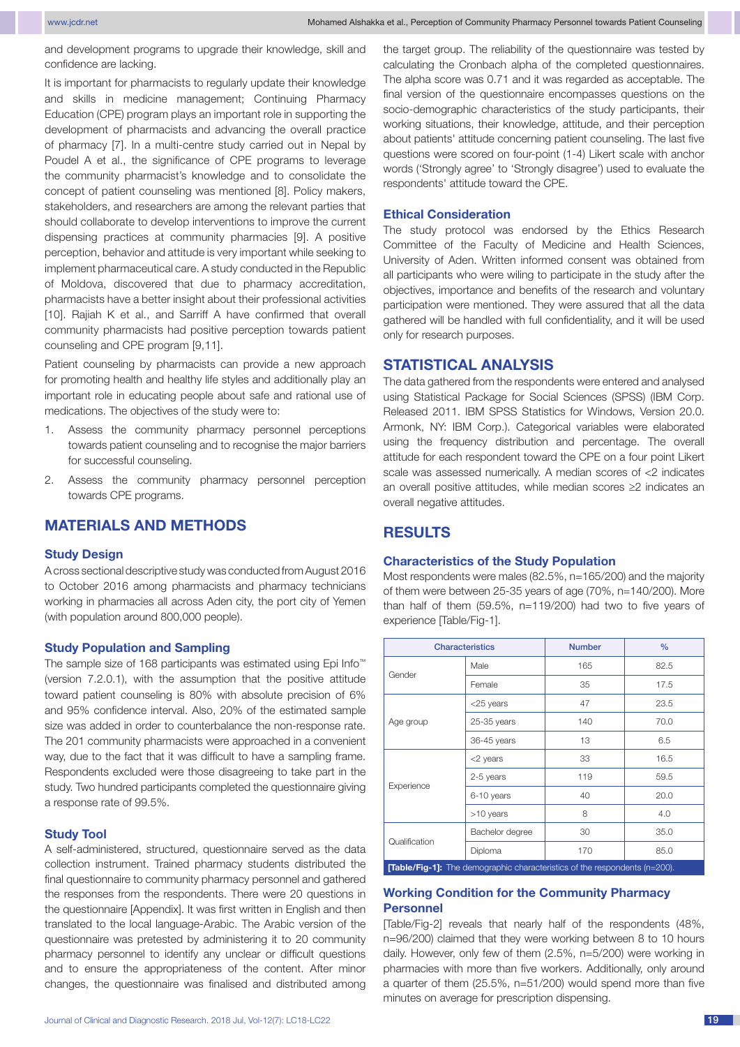and development programs to upgrade their knowledge, skill and confidence are lacking.

It is important for pharmacists to regularly update their knowledge and skills in medicine management; Continuing Pharmacy Education (CPE) program plays an important role in supporting the development of pharmacists and advancing the overall practice of pharmacy [7]. In a multi-centre study carried out in Nepal by Poudel A et al., the significance of CPE programs to leverage the community pharmacist's knowledge and to consolidate the concept of patient counseling was mentioned [8]. Policy makers, stakeholders, and researchers are among the relevant parties that should collaborate to develop interventions to improve the current dispensing practices at community pharmacies [9]. A positive perception, behavior and attitude is very important while seeking to implement pharmaceutical care. A study conducted in the Republic of Moldova, discovered that due to pharmacy accreditation, pharmacists have a better insight about their professional activities [10]. Rajiah K et al., and Sarriff A have confirmed that overall community pharmacists had positive perception towards patient counseling and CPE program [9,11].

Patient counseling by pharmacists can provide a new approach for promoting health and healthy life styles and additionally play an important role in educating people about safe and rational use of medications. The objectives of the study were to:

1. Assess the community pharmacy personnel perceptions towards patient counseling and to recognise the major barriers for successful counseling.
2. Assess the community pharmacy personnel perception towards CPE programs.

## MATERIALS AND METHODS

### Study Design

A cross sectional descriptive study was conducted from August 2016 to October 2016 among pharmacists and pharmacy technicians working in pharmacies all across Aden city, the port city of Yemen (with population around 800,000 people).

### Study Population and Sampling

The sample size of 168 participants was estimated using Epi Info™ (version 7.2.0.1), with the assumption that the positive attitude toward patient counseling is 80% with absolute precision of 6% and 95% confidence interval. Also, 20% of the estimated sample size was added in order to counterbalance the non-response rate. The 201 community pharmacists were approached in a convenient way, due to the fact that it was difficult to have a sampling frame. Respondents excluded were those disagreeing to take part in the study. Two hundred participants completed the questionnaire giving a response rate of 99.5%.

### Study Tool

A self-administered, structured, questionnaire served as the data collection instrument. Trained pharmacy students distributed the final questionnaire to community pharmacy personnel and gathered the responses from the respondents. There were 20 questions in the questionnaire [Appendix]. It was first written in English and then translated to the local language-Arabic. The Arabic version of the questionnaire was pretested by administering it to 20 community pharmacy personnel to identify any unclear or difficult questions and to ensure the appropriateness of the content. After minor changes, the questionnaire was finalised and distributed among the target group. The reliability of the questionnaire was tested by calculating the Cronbach alpha of the completed questionnaires. The alpha score was 0.71 and it was regarded as acceptable. The final version of the questionnaire encompasses questions on the socio-demographic characteristics of the study participants, their working situations, their knowledge, attitude, and their perception about patients' attitude concerning patient counseling. The last five questions were scored on four-point (1-4) Likert scale with anchor words ('Strongly agree' to 'Strongly disagree') used to evaluate the respondents' attitude toward the CPE.

### Ethical Consideration

The study protocol was endorsed by the Ethics Research Committee of the Faculty of Medicine and Health Sciences, University of Aden. Written informed consent was obtained from all participants who were wiling to participate in the study after the objectives, importance and benefits of the research and voluntary participation were mentioned. They were assured that all the data gathered will be handled with full confidentiality, and it will be used only for research purposes.

## STATISTICAL ANALYSIS

The data gathered from the respondents were entered and analysed using Statistical Package for Social Sciences (SPSS) (IBM Corp. Released 2011. IBM SPSS Statistics for Windows, Version 20.0. Armonk, NY: IBM Corp.). Categorical variables were elaborated using the frequency distribution and percentage. The overall attitude for each respondent toward the CPE on a four point Likert scale was assessed numerically. A median scores of <2 indicates an overall positive attitudes, while median scores ≥2 indicates an overall negative attitudes.

## RESULTS

### Characteristics of the Study Population

Most respondents were males (82.5%, n=165/200) and the majority of them were between 25-35 years of age (70%, n=140/200). More than half of them (59.5%, n=119/200) had two to five years of experience [Table/Fig-1].

| Characteristics | | Number | % |
|---|---|---|---|
| Gender | Male | 165 | 82.5 |
| | Female | 35 | 17.5 |
| Age group | <25 years | 47 | 23.5 |
| | 25-35 years | 140 | 70.0 |
| | 36-45 years | 13 | 6.5 |
| Experience | <2 years | 33 | 16.5 |
| | 2-5 years | 119 | 59.5 |
| | 6-10 years | 40 | 20.0 |
| | >10 years | 8 | 4.0 |
| Qualification | Bachelor degree | 30 | 35.0 |
| | Diploma | 170 | 85.0 |

**[Table/Fig-1]:** The demographic characteristics of the respondents (n=200).

### Working Condition for the Community Pharmacy Personnel

[Table/Fig-2] reveals that nearly half of the respondents (48%, n=96/200) claimed that they were working between 8 to 10 hours daily. However, only few of them (2.5%, n=5/200) were working in pharmacies with more than five workers. Additionally, only around a quarter of them (25.5%, n=51/200) would spend more than five minutes on average for prescription dispensing.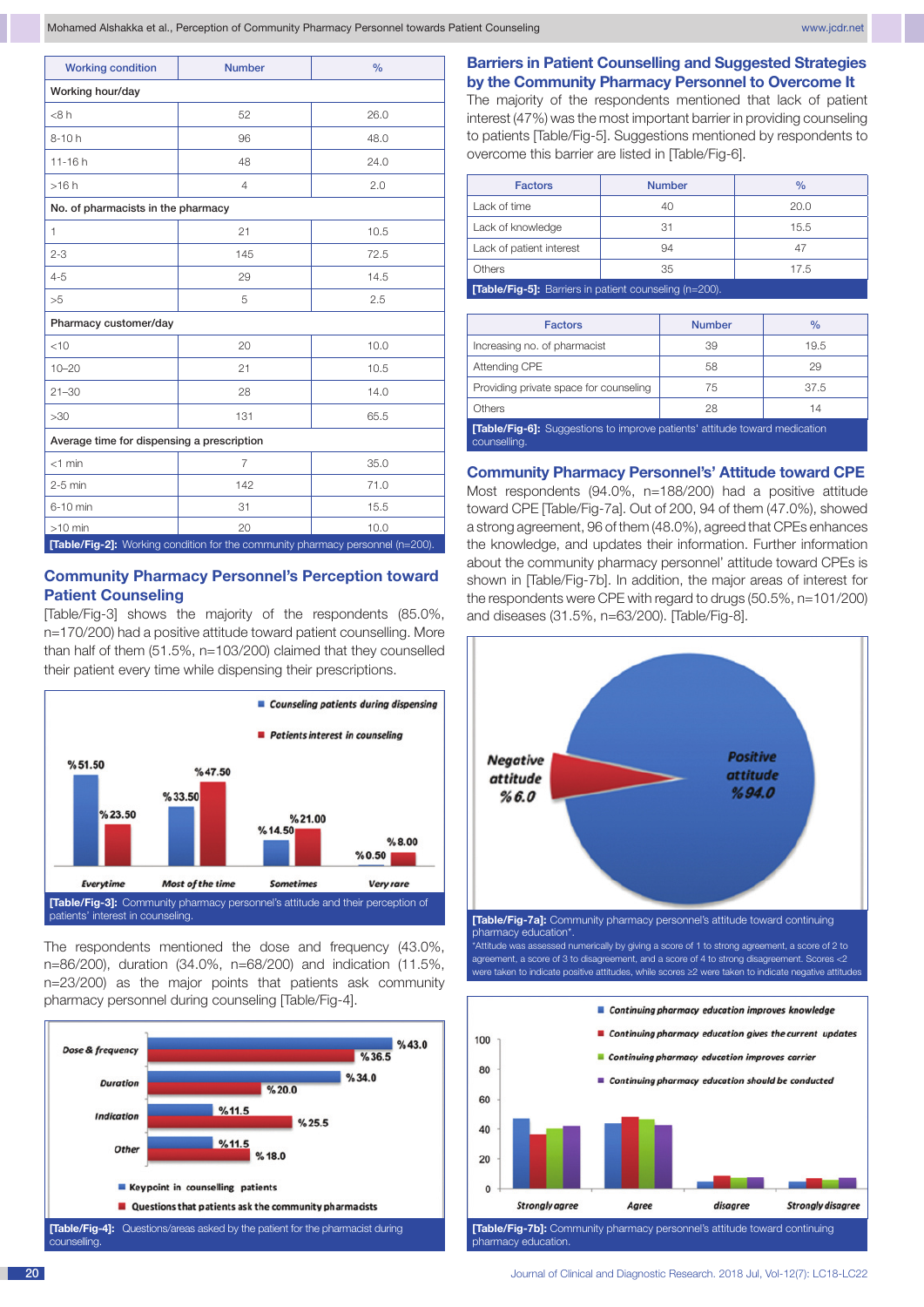| Working condition | Number | % |
|---|---|---|
| Working hour/day | | |
| <8 h | 52 | 26.0 |
| 8-10 h | 96 | 48.0 |
| 11-16 h | 48 | 24.0 |
| >16 h | 4 | 2.0 |
| No. of pharmacists in the pharmacy | | |
| 1 | 21 | 10.5 |
| 2-3 | 145 | 72.5 |
| 4-5 | 29 | 14.5 |
| >5 | 5 | 2.5 |
| Pharmacy customer/day | | |
| <10 | 20 | 10.0 |
| 10–20 | 21 | 10.5 |
| 21–30 | 28 | 14.0 |
| >30 | 131 | 65.5 |
| Average time for dispensing a prescription | | |
| <1 min | 7 | 35.0 |
| 2-5 min | 142 | 71.0 |
| 6-10 min | 31 | 15.5 |
| >10 min | 20 | 10.0 |

**[Table/Fig-2]:** Working condition for the community pharmacy personnel (n=200).

## Community Pharmacy Personnel's Perception toward Patient Counseling

[Table/Fig-3] shows the majority of the respondents (85.0%, n=170/200) had a positive attitude toward patient counselling. More than half of them (51.5%, n=103/200) claimed that they counselled their patient every time while dispensing their prescriptions.

**[Table/Fig-3]:** Community pharmacy personnel's attitude and their perception of patients' interest in counseling.

The respondents mentioned the dose and frequency (43.0%, n=86/200), duration (34.0%, n=68/200) and indication (11.5%, n=23/200) as the major points that patients ask community pharmacy personnel during counseling [Table/Fig-4].

**[Table/Fig-4]:** Questions/areas asked by the patient for the pharmacist during counselling.

## Barriers in Patient Counselling and Suggested Strategies by the Community Pharmacy Personnel to Overcome It

The majority of the respondents mentioned that lack of patient interest (47%) was the most important barrier in providing counseling to patients [Table/Fig-5]. Suggestions mentioned by respondents to overcome this barrier are listed in [Table/Fig-6].

| Factors | Number | % |
|---|---|---|
| Lack of time | 40 | 20.0 |
| Lack of knowledge | 31 | 15.5 |
| Lack of patient interest | 94 | 47 |
| Others | 35 | 17.5 |

**[Table/Fig-5]:** Barriers in patient counseling (n=200).

| Factors | Number | % |
|---|---|---|
| Increasing no. of pharmacist | 39 | 19.5 |
| Attending CPE | 58 | 29 |
| Providing private space for counseling | 75 | 37.5 |
| Others | 28 | 14 |

**[Table/Fig-6]:** Suggestions to improve patients' attitude toward medication counselling.

## Community Pharmacy Personnel's' Attitude toward CPE

Most respondents (94.0%, n=188/200) had a positive attitude toward CPE [Table/Fig-7a]. Out of 200, 94 of them (47.0%), showed a strong agreement, 96 of them (48.0%), agreed that CPEs enhances the knowledge, and updates their information. Further information about the community pharmacy personnel' attitude toward CPEs is shown in [Table/Fig-7b]. In addition, the major areas of interest for the respondents were CPE with regard to drugs (50.5%, n=101/200) and diseases (31.5%, n=63/200). [Table/Fig-8].

**[Table/Fig-7a]:** Community pharmacy personnel's attitude toward continuing pharmacy education*.
*Attitude was assessed numerically by giving a score of 1 to strong agreement, a score of 2 to agreement, a score of 3 to disagreement, and a score of 4 to strong disagreement. Scores <2 were taken to indicate positive attitudes, while scores ≥2 were taken to indicate negative attitudes

**[Table/Fig-7b]:** Community pharmacy personnel's attitude toward continuing pharmacy education.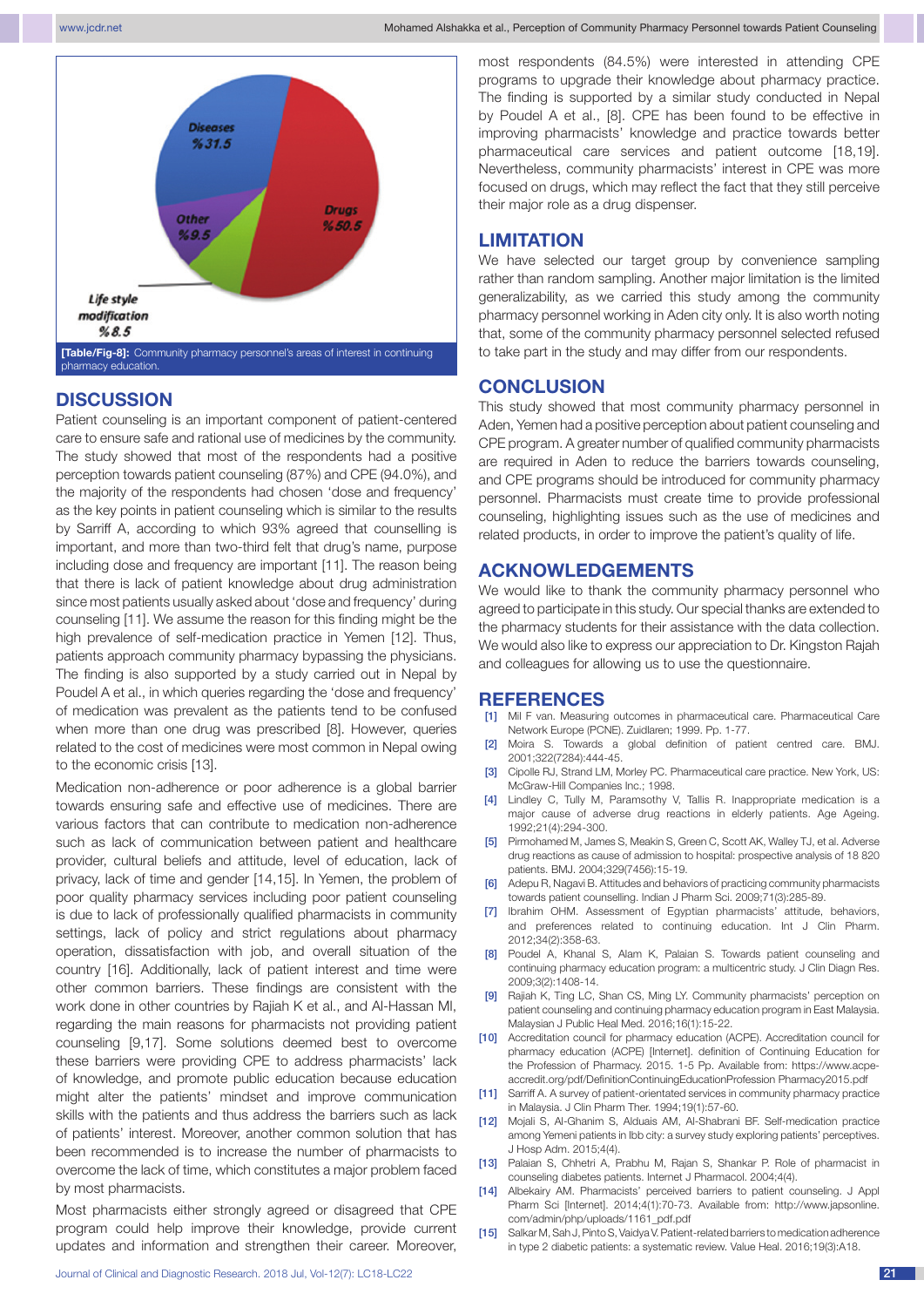[Table/Fig-8]: Community pharmacy personnel's areas of interest in continuing pharmacy education.

## DISCUSSION

Patient counseling is an important component of patient-centered care to ensure safe and rational use of medicines by the community. The study showed that most of the respondents had a positive perception towards patient counseling (87%) and CPE (94.0%), and the majority of the respondents had chosen 'dose and frequency' as the key points in patient counseling which is similar to the results by Sarriff A, according to which 93% agreed that counselling is important, and more than two-third felt that drug's name, purpose including dose and frequency are important [11]. The reason being that there is lack of patient knowledge about drug administration since most patients usually asked about 'dose and frequency' during counseling [11]. We assume the reason for this finding might be the high prevalence of self-medication practice in Yemen [12]. Thus, patients approach community pharmacy bypassing the physicians. The finding is also supported by a study carried out in Nepal by Poudel A et al., in which queries regarding the 'dose and frequency' of medication was prevalent as the patients tend to be confused when more than one drug was prescribed [8]. However, queries related to the cost of medicines were most common in Nepal owing to the economic crisis [13].

Medication non-adherence or poor adherence is a global barrier towards ensuring safe and effective use of medicines. There are various factors that can contribute to medication non-adherence such as lack of communication between patient and healthcare provider, cultural beliefs and attitude, level of education, lack of privacy, lack of time and gender [14,15]. In Yemen, the problem of poor quality pharmacy services including poor patient counseling is due to lack of professionally qualified pharmacists in community settings, lack of policy and strict regulations about pharmacy operation, dissatisfaction with job, and overall situation of the country [16]. Additionally, lack of patient interest and time were other common barriers. These findings are consistent with the work done in other countries by Rajiah K et al., and Al-Hassan MI, regarding the main reasons for pharmacists not providing patient counseling [9,17]. Some solutions deemed best to overcome these barriers were providing CPE to address pharmacists' lack of knowledge, and promote public education because education might alter the patients' mindset and improve communication skills with the patients and thus address the barriers such as lack of patients' interest. Moreover, another common solution that has been recommended is to increase the number of pharmacists to overcome the lack of time, which constitutes a major problem faced by most pharmacists.

Most pharmacists either strongly agreed or disagreed that CPE program could help improve their knowledge, provide current updates and information and strengthen their career. Moreover, most respondents (84.5%) were interested in attending CPE programs to upgrade their knowledge about pharmacy practice. The finding is supported by a similar study conducted in Nepal by Poudel A et al., [8]. CPE has been found to be effective in improving pharmacists' knowledge and practice towards better pharmaceutical care services and patient outcome [18,19]. Nevertheless, community pharmacists' interest in CPE was more focused on drugs, which may reflect the fact that they still perceive their major role as a drug dispenser.

## LIMITATION

We have selected our target group by convenience sampling rather than random sampling. Another major limitation is the limited generalizability, as we carried this study among the community pharmacy personnel working in Aden city only. It is also worth noting that, some of the community pharmacy personnel selected refused to take part in the study and may differ from our respondents.

## CONCLUSION

This study showed that most community pharmacy personnel in Aden, Yemen had a positive perception about patient counseling and CPE program. A greater number of qualified community pharmacists are required in Aden to reduce the barriers towards counseling, and CPE programs should be introduced for community pharmacy personnel. Pharmacists must create time to provide professional counseling, highlighting issues such as the use of medicines and related products, in order to improve the patient's quality of life.

## ACKNOWLEDGEMENTS

We would like to thank the community pharmacy personnel who agreed to participate in this study. Our special thanks are extended to the pharmacy students for their assistance with the data collection. We would also like to express our appreciation to Dr. Kingston Rajah and colleagues for allowing us to use the questionnaire.

## REFERENCES

[1] Mil F van. Measuring outcomes in pharmaceutical care. Pharmaceutical Care Network Europe (PCNE). Zuidlaren; 1999. Pp. 1-77.
[2] Moira S. Towards a global definition of patient centred care. BMJ. 2001;322(7284):444-45.
[3] Cipolle RJ, Strand LM, Morley PC. Pharmaceutical care practice. New York, US: McGraw-Hill Companies Inc.; 1998.
[4] Lindley C, Tully M, Paramsothy V, Tallis R. Inappropriate medication is a major cause of adverse drug reactions in elderly patients. Age Ageing. 1992;21(4):294-300.
[5] Pirmohamed M, James S, Meakin S, Green C, Scott AK, Walley TJ, et al. Adverse drug reactions as cause of admission to hospital: prospective analysis of 18 820 patients. BMJ. 2004;329(7456):15-19.
[6] Adepu R, Nagavi B. Attitudes and behaviors of practicing community pharmacists towards patient counselling. Indian J Pharm Sci. 2009;71(3):285-89.
[7] Ibrahim OHM. Assessment of Egyptian pharmacists' attitude, behaviors, and preferences related to continuing education. Int J Clin Pharm. 2012;34(2):358-63.
[8] Poudel A, Khanal S, Alam K, Palaian S. Towards patient counseling and continuing pharmacy education program: a multicentric study. J Clin Diagn Res. 2009;3(2):1408-14.
[9] Rajiah K, Ting LC, Shan CS, Ming LY. Community pharmacists' perception on patient counseling and continuing pharmacy education program in East Malaysia. Malaysian J Public Heal Med. 2016;16(1):15-22.
[10] Accreditation council for pharmacy education (ACPE). Accreditation council for pharmacy education (ACPE) [Internet]. definition of Continuing Education for the Profession of Pharmacy. 2015. 1-5 Pp. Available from: https://www.acpe-accredit.org/pdf/DefinitionContinuingEducationProfession Pharmacy2015.pdf
[11] Sarriff A. A survey of patient-orientated services in community pharmacy practice in Malaysia. J Clin Pharm Ther. 1994;19(1):57-60.
[12] Mojali S, Al-Ghanim S, Alduais AM, Al-Shabrani BF. Self-medication practice among Yemeni patients in Ibb city: a survey study exploring patients' perceptives. J Hosp Adm. 2015;4(4).
[13] Palaian S, Chhetri A, Prabhu M, Rajan S, Shankar P. Role of pharmacist in counseling diabetes patients. Internet J Pharmacol. 2004;4(4).
[14] Albekairy AM. Pharmacists' perceived barriers to patient counseling. J Appl Pharm Sci [Internet]. 2014;4(1):70-73. Available from: http://www.japsonline.com/admin/php/uploads/1161_pdf.pdf
[15] Salkar M, Sah J, Pinto S, Vaidya V. Patient-related barriers to medication adherence in type 2 diabetic patients: a systematic review. Value Heal. 2016;19(3):A18.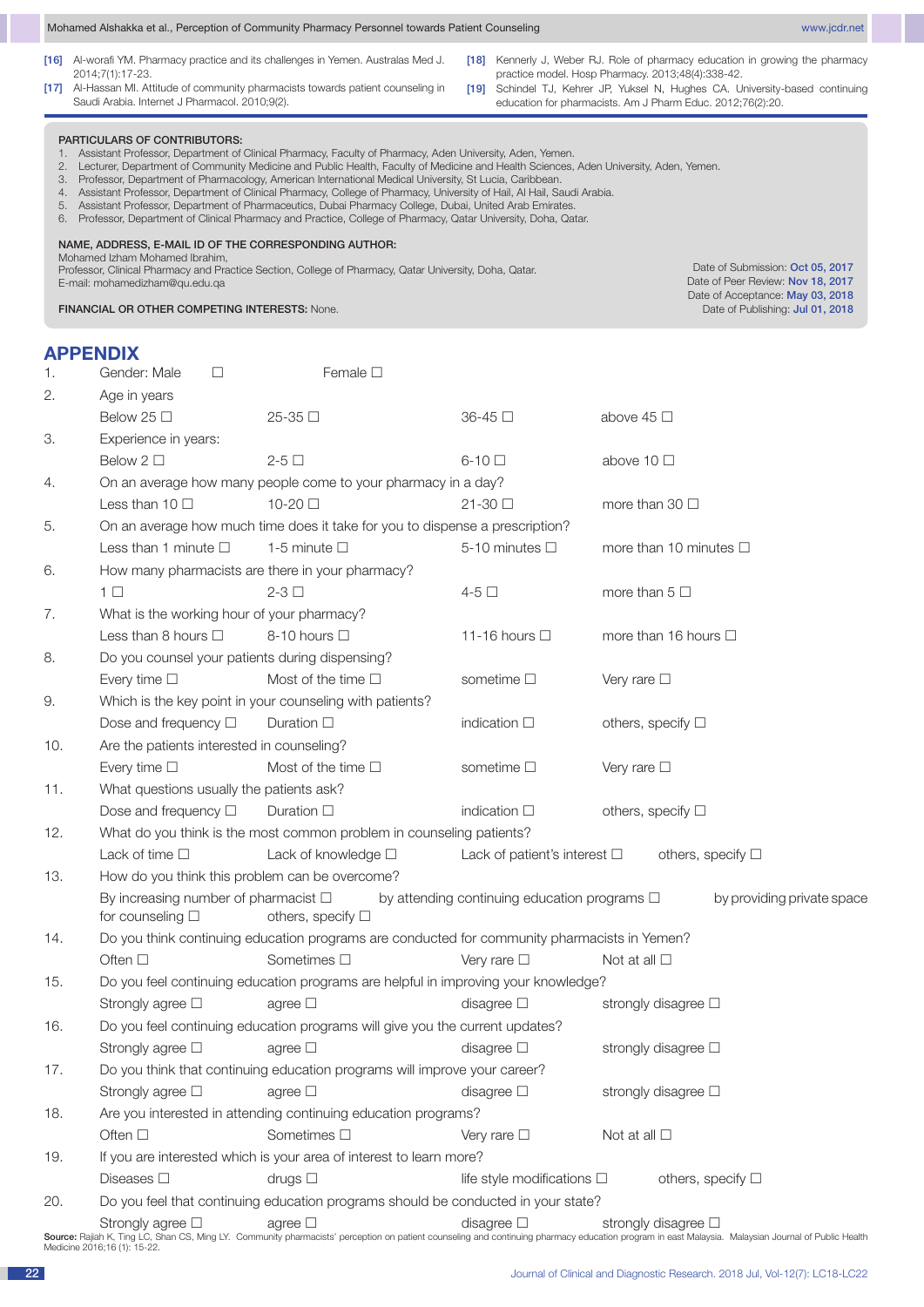[16] Al-worafi YM. Pharmacy practice and its challenges in Yemen. Australas Med J. 2014;7(1):17-23.

[17] Al-Hassan MI. Attitude of community pharmacists towards patient counseling in Saudi Arabia. Internet J Pharmacol. 2010;9(2).

[18] Kennerly J, Weber RJ. Role of pharmacy education in growing the pharmacy practice model. Hosp Pharmacy. 2013;48(4):338-42.

[19] Schindel TJ, Kehrer JP, Yuksel N, Hughes CA. University-based continuing education for pharmacists. Am J Pharm Educ. 2012;76(2):20.

**PARTICULARS OF CONTRIBUTORS:**

1. Assistant Professor, Department of Clinical Pharmacy, Faculty of Pharmacy, Aden University, Aden, Yemen.
2. Lecturer, Department of Community Medicine and Public Health, Faculty of Medicine and Health Sciences, Aden University, Aden, Yemen.
3. Professor, Department of Pharmacology, American International Medical University, St Lucia, Caribbean.
4. Assistant Professor, Department of Clinical Pharmacy, College of Pharmacy, University of Hail, Al Hail, Saudi Arabia.
5. Assistant Professor, Department of Pharmaceutics, Dubai Pharmacy College, Dubai, United Arab Emirates.
6. Professor, Department of Clinical Pharmacy and Practice, College of Pharmacy, Qatar University, Doha, Qatar.

**NAME, ADDRESS, E-MAIL ID OF THE CORRESPONDING AUTHOR:**

Mohamed Izham Mohamed Ibrahim,
Professor, Clinical Pharmacy and Practice Section, College of Pharmacy, Qatar University, Doha, Qatar.
E-mail: mohamedizham@qu.edu.qa

**FINANCIAL OR OTHER COMPETING INTERESTS:** None.

Date of Submission: Oct 05, 2017
Date of Peer Review: Nov 18, 2017
Date of Acceptance: May 03, 2018
Date of Publishing: Jul 01, 2018

## APPENDIX

1. Gender: Male ☐ Female ☐
2. Age in years
   Below 25 ☐ 25-35 ☐ 36-45 ☐ above 45 ☐
3. Experience in years:
   Below 2 ☐ 2-5 ☐ 6-10 ☐ above 10 ☐
4. On an average how many people come to your pharmacy in a day?
   Less than 10 ☐ 10-20 ☐ 21-30 ☐ more than 30 ☐
5. On an average how much time does it take for you to dispense a prescription?
   Less than 1 minute ☐ 1-5 minute ☐ 5-10 minutes ☐ more than 10 minutes ☐
6. How many pharmacists are there in your pharmacy?
   1 ☐ 2-3 ☐ 4-5 ☐ more than 5 ☐
7. What is the working hour of your pharmacy?
   Less than 8 hours ☐ 8-10 hours ☐ 11-16 hours ☐ more than 16 hours ☐
8. Do you counsel your patients during dispensing?
   Every time ☐ Most of the time ☐ sometime ☐ Very rare ☐
9. Which is the key point in your counseling with patients?
   Dose and frequency ☐ Duration ☐ indication ☐ others, specify ☐
10. Are the patients interested in counseling?
    Every time ☐ Most of the time ☐ sometime ☐ Very rare ☐
11. What questions usually the patients ask?
    Dose and frequency ☐ Duration ☐ indication ☐ others, specify ☐
12. What do you think is the most common problem in counseling patients?
    Lack of time ☐ Lack of knowledge ☐ Lack of patient's interest ☐ others, specify ☐
13. How do you think this problem can be overcome?
    By increasing number of pharmacist ☐ by attending continuing education programs ☐ by providing private space for counseling ☐ others, specify ☐
14. Do you think continuing education programs are conducted for community pharmacists in Yemen?
    Often ☐ Sometimes ☐ Very rare ☐ Not at all ☐
15. Do you feel continuing education programs are helpful in improving your knowledge?
    Strongly agree ☐ agree ☐ disagree ☐ strongly disagree ☐
16. Do you feel continuing education programs will give you the current updates?
    Strongly agree ☐ agree ☐ disagree ☐ strongly disagree ☐
17. Do you think that continuing education programs will improve your career?
    Strongly agree ☐ agree ☐ disagree ☐ strongly disagree ☐
18. Are you interested in attending continuing education programs?
    Often ☐ Sometimes ☐ Very rare ☐ Not at all ☐
19. If you are interested which is your area of interest to learn more?
    Diseases ☐ drugs ☐ life style modifications ☐ others, specify ☐
20. Do you feel that continuing education programs should be conducted in your state?
    Strongly agree ☐ agree ☐ disagree ☐ strongly disagree ☐

**Source:** Rajiah K, Ting LC, Shan CS, Ming LY. Community pharmacists' perception on patient counseling and continuing pharmacy education program in east Malaysia. Malaysian Journal of Public Health Medicine 2016;16 (1): 15-22.